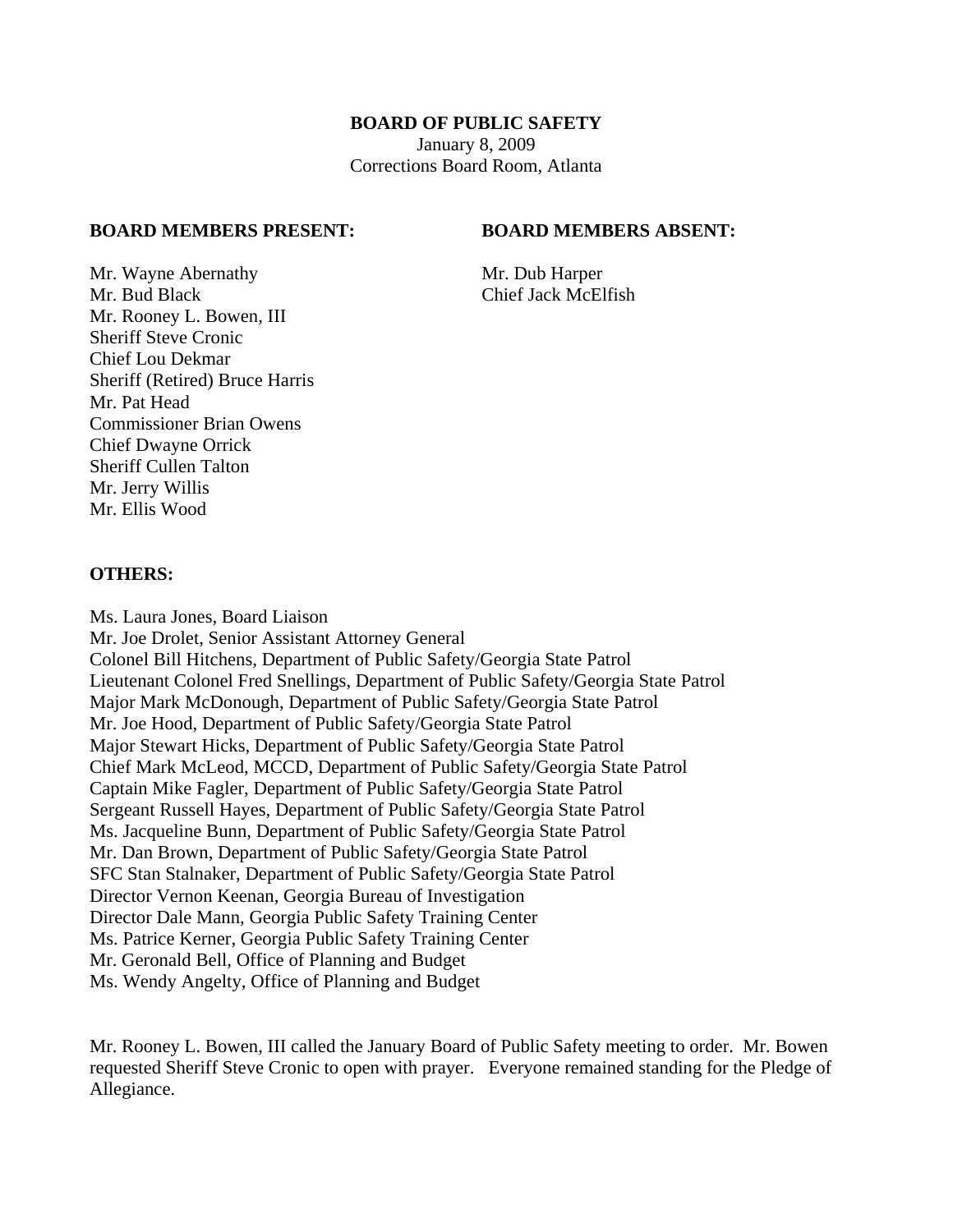# BOARD OF PUBLIC SAFETY

January 8, 2009
Corrections Board Room, Atlanta

**BOARD MEMBERS PRESENT:**

Mr. Wayne Abernathy
Mr. Bud Black
Mr. Rooney L. Bowen, III
Sheriff Steve Cronic
Chief Lou Dekmar
Sheriff (Retired) Bruce Harris
Mr. Pat Head
Commissioner Brian Owens
Chief Dwayne Orrick
Sheriff Cullen Talton
Mr. Jerry Willis
Mr. Ellis Wood

**BOARD MEMBERS ABSENT:**

Mr. Dub Harper
Chief Jack McElfish

**OTHERS:**

Ms. Laura Jones, Board Liaison
Mr. Joe Drolet, Senior Assistant Attorney General
Colonel Bill Hitchens, Department of Public Safety/Georgia State Patrol
Lieutenant Colonel Fred Snellings, Department of Public Safety/Georgia State Patrol
Major Mark McDonough, Department of Public Safety/Georgia State Patrol
Mr. Joe Hood, Department of Public Safety/Georgia State Patrol
Major Stewart Hicks, Department of Public Safety/Georgia State Patrol
Chief Mark McLeod, MCCD, Department of Public Safety/Georgia State Patrol
Captain Mike Fagler, Department of Public Safety/Georgia State Patrol
Sergeant Russell Hayes, Department of Public Safety/Georgia State Patrol
Ms. Jacqueline Bunn, Department of Public Safety/Georgia State Patrol
Mr. Dan Brown, Department of Public Safety/Georgia State Patrol
SFC Stan Stalnaker, Department of Public Safety/Georgia State Patrol
Director Vernon Keenan, Georgia Bureau of Investigation
Director Dale Mann, Georgia Public Safety Training Center
Ms. Patrice Kerner, Georgia Public Safety Training Center
Mr. Geronald Bell, Office of Planning and Budget
Ms. Wendy Angelty, Office of Planning and Budget

Mr. Rooney L. Bowen, III called the January Board of Public Safety meeting to order. Mr. Bowen requested Sheriff Steve Cronic to open with prayer. Everyone remained standing for the Pledge of Allegiance.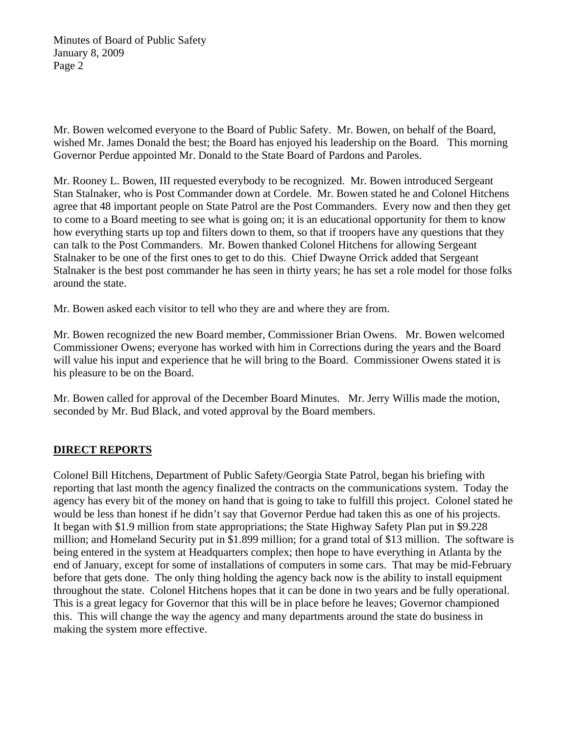Mr. Bowen welcomed everyone to the Board of Public Safety. Mr. Bowen, on behalf of the Board, wished Mr. James Donald the best; the Board has enjoyed his leadership on the Board. This morning Governor Perdue appointed Mr. Donald to the State Board of Pardons and Paroles.

Mr. Rooney L. Bowen, III requested everybody to be recognized. Mr. Bowen introduced Sergeant Stan Stalnaker, who is Post Commander down at Cordele. Mr. Bowen stated he and Colonel Hitchens agree that 48 important people on State Patrol are the Post Commanders. Every now and then they get to come to a Board meeting to see what is going on; it is an educational opportunity for them to know how everything starts up top and filters down to them, so that if troopers have any questions that they can talk to the Post Commanders. Mr. Bowen thanked Colonel Hitchens for allowing Sergeant Stalnaker to be one of the first ones to get to do this. Chief Dwayne Orrick added that Sergeant Stalnaker is the best post commander he has seen in thirty years; he has set a role model for those folks around the state.

Mr. Bowen asked each visitor to tell who they are and where they are from.

Mr. Bowen recognized the new Board member, Commissioner Brian Owens. Mr. Bowen welcomed Commissioner Owens; everyone has worked with him in Corrections during the years and the Board will value his input and experience that he will bring to the Board. Commissioner Owens stated it is his pleasure to be on the Board.

Mr. Bowen called for approval of the December Board Minutes. Mr. Jerry Willis made the motion, seconded by Mr. Bud Black, and voted approval by the Board members.

## DIRECT REPORTS

Colonel Bill Hitchens, Department of Public Safety/Georgia State Patrol, began his briefing with reporting that last month the agency finalized the contracts on the communications system. Today the agency has every bit of the money on hand that is going to take to fulfill this project. Colonel stated he would be less than honest if he didn't say that Governor Perdue had taken this as one of his projects. It began with $1.9 million from state appropriations; the State Highway Safety Plan put in $9.228 million; and Homeland Security put in $1.899 million; for a grand total of $13 million. The software is being entered in the system at Headquarters complex; then hope to have everything in Atlanta by the end of January, except for some of installations of computers in some cars. That may be mid-February before that gets done. The only thing holding the agency back now is the ability to install equipment throughout the state. Colonel Hitchens hopes that it can be done in two years and be fully operational. This is a great legacy for Governor that this will be in place before he leaves; Governor championed this. This will change the way the agency and many departments around the state do business in making the system more effective.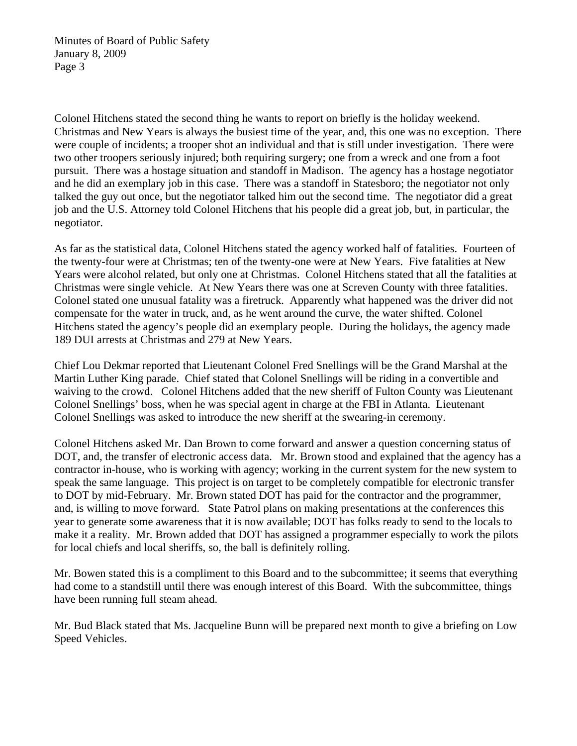Colonel Hitchens stated the second thing he wants to report on briefly is the holiday weekend. Christmas and New Years is always the busiest time of the year, and, this one was no exception. There were couple of incidents; a trooper shot an individual and that is still under investigation. There were two other troopers seriously injured; both requiring surgery; one from a wreck and one from a foot pursuit. There was a hostage situation and standoff in Madison. The agency has a hostage negotiator and he did an exemplary job in this case. There was a standoff in Statesboro; the negotiator not only talked the guy out once, but the negotiator talked him out the second time. The negotiator did a great job and the U.S. Attorney told Colonel Hitchens that his people did a great job, but, in particular, the negotiator.

As far as the statistical data, Colonel Hitchens stated the agency worked half of fatalities. Fourteen of the twenty-four were at Christmas; ten of the twenty-one were at New Years. Five fatalities at New Years were alcohol related, but only one at Christmas. Colonel Hitchens stated that all the fatalities at Christmas were single vehicle. At New Years there was one at Screven County with three fatalities. Colonel stated one unusual fatality was a firetruck. Apparently what happened was the driver did not compensate for the water in truck, and, as he went around the curve, the water shifted. Colonel Hitchens stated the agency's people did an exemplary people. During the holidays, the agency made 189 DUI arrests at Christmas and 279 at New Years.

Chief Lou Dekmar reported that Lieutenant Colonel Fred Snellings will be the Grand Marshal at the Martin Luther King parade. Chief stated that Colonel Snellings will be riding in a convertible and waiving to the crowd. Colonel Hitchens added that the new sheriff of Fulton County was Lieutenant Colonel Snellings' boss, when he was special agent in charge at the FBI in Atlanta. Lieutenant Colonel Snellings was asked to introduce the new sheriff at the swearing-in ceremony.

Colonel Hitchens asked Mr. Dan Brown to come forward and answer a question concerning status of DOT, and, the transfer of electronic access data. Mr. Brown stood and explained that the agency has a contractor in-house, who is working with agency; working in the current system for the new system to speak the same language. This project is on target to be completely compatible for electronic transfer to DOT by mid-February. Mr. Brown stated DOT has paid for the contractor and the programmer, and, is willing to move forward. State Patrol plans on making presentations at the conferences this year to generate some awareness that it is now available; DOT has folks ready to send to the locals to make it a reality. Mr. Brown added that DOT has assigned a programmer especially to work the pilots for local chiefs and local sheriffs, so, the ball is definitely rolling.

Mr. Bowen stated this is a compliment to this Board and to the subcommittee; it seems that everything had come to a standstill until there was enough interest of this Board. With the subcommittee, things have been running full steam ahead.

Mr. Bud Black stated that Ms. Jacqueline Bunn will be prepared next month to give a briefing on Low Speed Vehicles.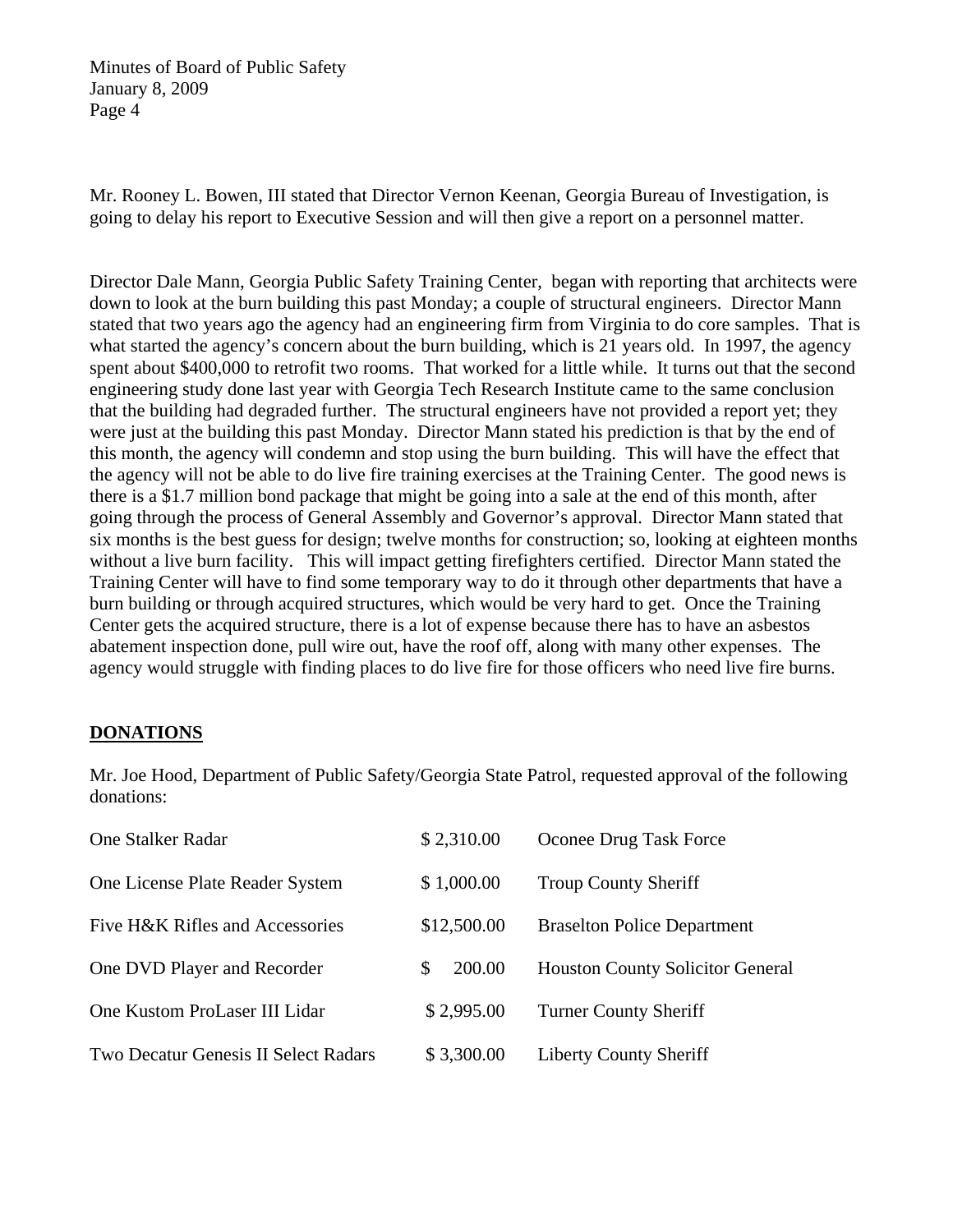Mr. Rooney L. Bowen, III stated that Director Vernon Keenan, Georgia Bureau of Investigation, is going to delay his report to Executive Session and will then give a report on a personnel matter.

Director Dale Mann, Georgia Public Safety Training Center, began with reporting that architects were down to look at the burn building this past Monday; a couple of structural engineers. Director Mann stated that two years ago the agency had an engineering firm from Virginia to do core samples. That is what started the agency's concern about the burn building, which is 21 years old. In 1997, the agency spent about $400,000 to retrofit two rooms. That worked for a little while. It turns out that the second engineering study done last year with Georgia Tech Research Institute came to the same conclusion that the building had degraded further. The structural engineers have not provided a report yet; they were just at the building this past Monday. Director Mann stated his prediction is that by the end of this month, the agency will condemn and stop using the burn building. This will have the effect that the agency will not be able to do live fire training exercises at the Training Center. The good news is there is a $1.7 million bond package that might be going into a sale at the end of this month, after going through the process of General Assembly and Governor's approval. Director Mann stated that six months is the best guess for design; twelve months for construction; so, looking at eighteen months without a live burn facility. This will impact getting firefighters certified. Director Mann stated the Training Center will have to find some temporary way to do it through other departments that have a burn building or through acquired structures, which would be very hard to get. Once the Training Center gets the acquired structure, there is a lot of expense because there has to have an asbestos abatement inspection done, pull wire out, have the roof off, along with many other expenses. The agency would struggle with finding places to do live fire for those officers who need live fire burns.

## DONATIONS

Mr. Joe Hood, Department of Public Safety/Georgia State Patrol, requested approval of the following donations:

| | | |
|---|---|---|
| One Stalker Radar | $ 2,310.00 | Oconee Drug Task Force |
| One License Plate Reader System | $ 1,000.00 | Troup County Sheriff |
| Five H&K Rifles and Accessories | $12,500.00 | Braselton Police Department |
| One DVD Player and Recorder | $ 200.00 | Houston County Solicitor General |
| One Kustom ProLaser III Lidar | $ 2,995.00 | Turner County Sheriff |
| Two Decatur Genesis II Select Radars | $ 3,300.00 | Liberty County Sheriff |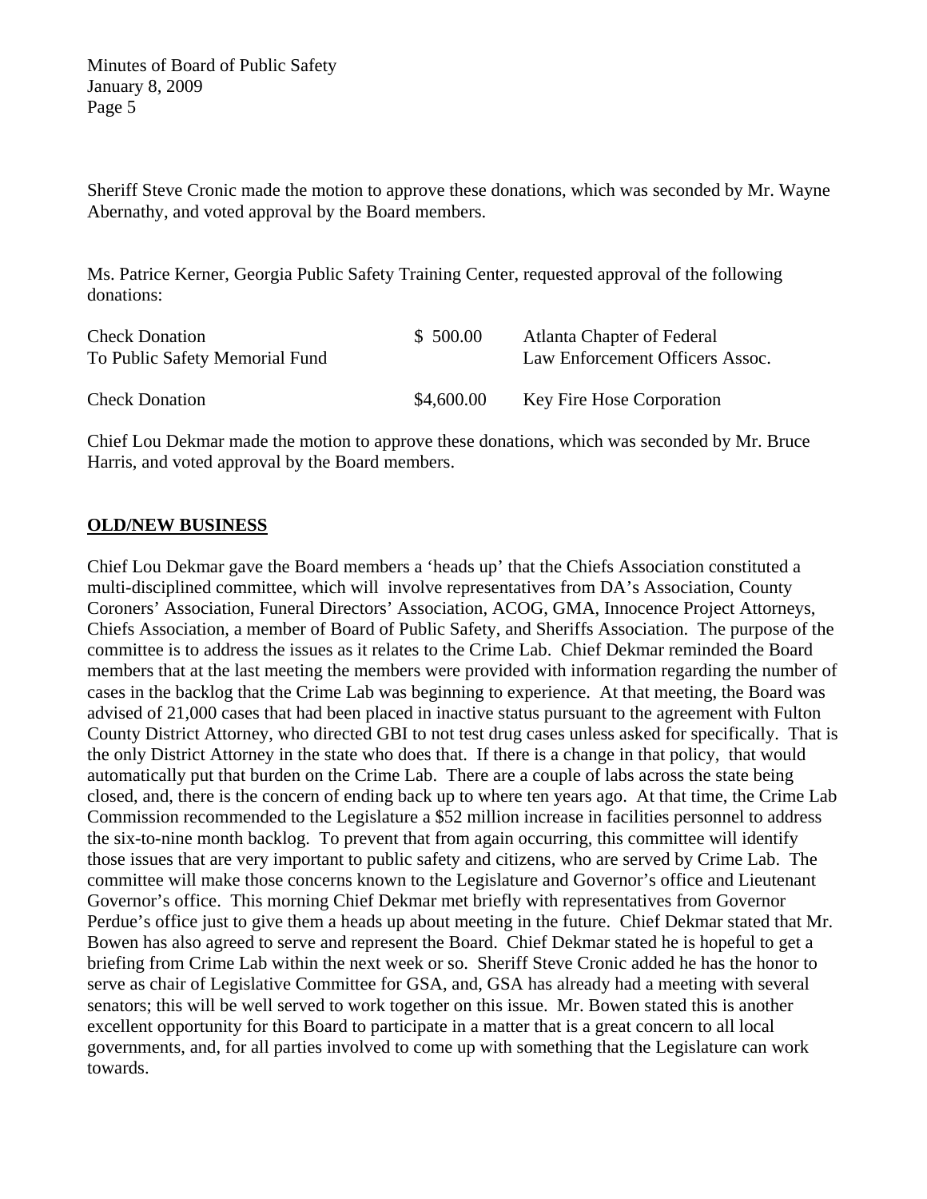Sheriff Steve Cronic made the motion to approve these donations, which was seconded by Mr. Wayne Abernathy, and voted approval by the Board members.

Ms. Patrice Kerner, Georgia Public Safety Training Center, requested approval of the following donations:

| | | |
|---|---|---|
| Check Donation<br>To Public Safety Memorial Fund | $ 500.00 | Atlanta Chapter of Federal<br>Law Enforcement Officers Assoc. |
| Check Donation | $4,600.00 | Key Fire Hose Corporation |

Chief Lou Dekmar made the motion to approve these donations, which was seconded by Mr. Bruce Harris, and voted approval by the Board members.

**OLD/NEW BUSINESS**

Chief Lou Dekmar gave the Board members a 'heads up' that the Chiefs Association constituted a multi-disciplined committee, which will involve representatives from DA's Association, County Coroners' Association, Funeral Directors' Association, ACOG, GMA, Innocence Project Attorneys, Chiefs Association, a member of Board of Public Safety, and Sheriffs Association. The purpose of the committee is to address the issues as it relates to the Crime Lab. Chief Dekmar reminded the Board members that at the last meeting the members were provided with information regarding the number of cases in the backlog that the Crime Lab was beginning to experience. At that meeting, the Board was advised of 21,000 cases that had been placed in inactive status pursuant to the agreement with Fulton County District Attorney, who directed GBI to not test drug cases unless asked for specifically. That is the only District Attorney in the state who does that. If there is a change in that policy, that would automatically put that burden on the Crime Lab. There are a couple of labs across the state being closed, and, there is the concern of ending back up to where ten years ago. At that time, the Crime Lab Commission recommended to the Legislature a $52 million increase in facilities personnel to address the six-to-nine month backlog. To prevent that from again occurring, this committee will identify those issues that are very important to public safety and citizens, who are served by Crime Lab. The committee will make those concerns known to the Legislature and Governor's office and Lieutenant Governor's office. This morning Chief Dekmar met briefly with representatives from Governor Perdue's office just to give them a heads up about meeting in the future. Chief Dekmar stated that Mr. Bowen has also agreed to serve and represent the Board. Chief Dekmar stated he is hopeful to get a briefing from Crime Lab within the next week or so. Sheriff Steve Cronic added he has the honor to serve as chair of Legislative Committee for GSA, and, GSA has already had a meeting with several senators; this will be well served to work together on this issue. Mr. Bowen stated this is another excellent opportunity for this Board to participate in a matter that is a great concern to all local governments, and, for all parties involved to come up with something that the Legislature can work towards.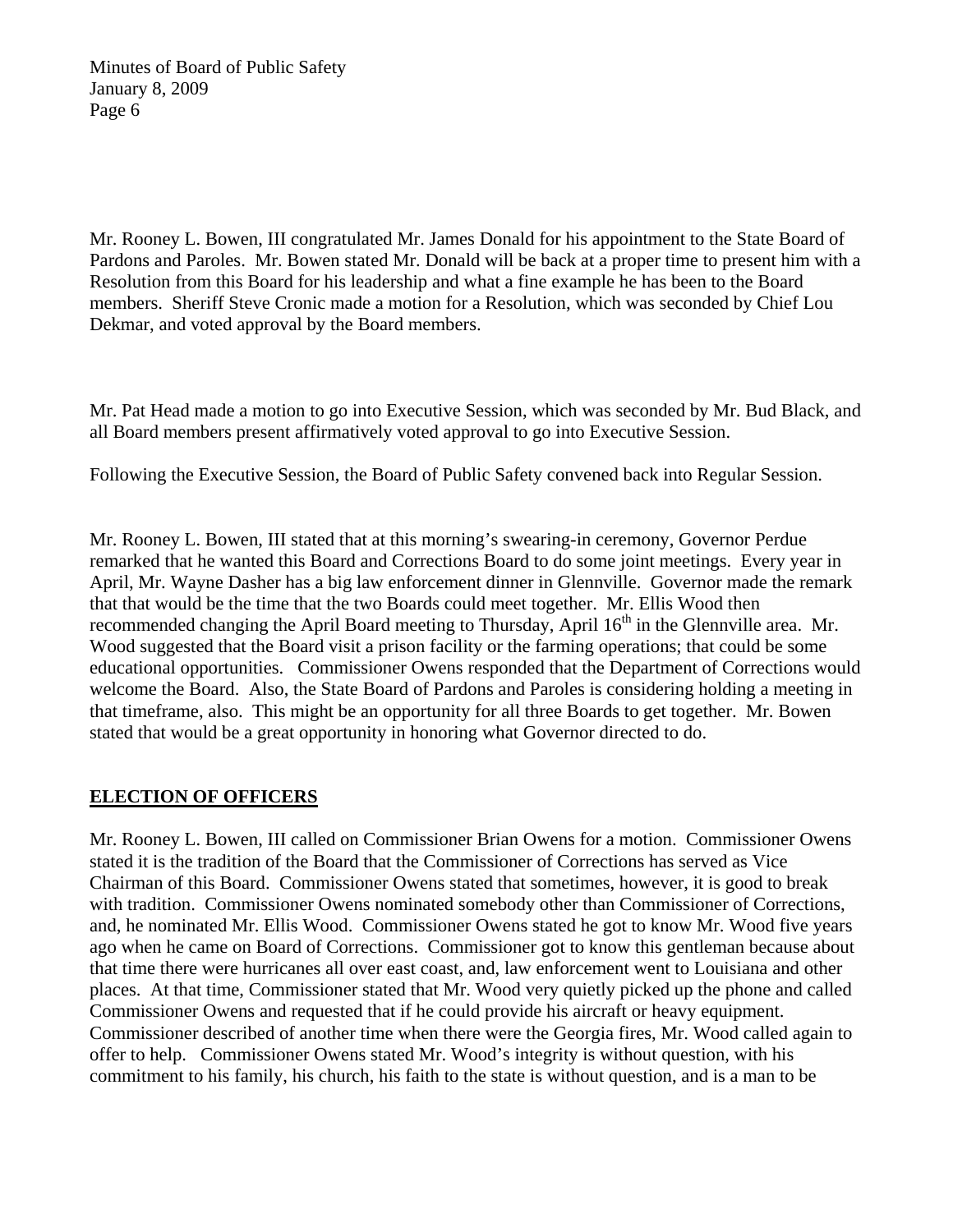Mr. Rooney L. Bowen, III congratulated Mr. James Donald for his appointment to the State Board of Pardons and Paroles. Mr. Bowen stated Mr. Donald will be back at a proper time to present him with a Resolution from this Board for his leadership and what a fine example he has been to the Board members. Sheriff Steve Cronic made a motion for a Resolution, which was seconded by Chief Lou Dekmar, and voted approval by the Board members.

Mr. Pat Head made a motion to go into Executive Session, which was seconded by Mr. Bud Black, and all Board members present affirmatively voted approval to go into Executive Session.

Following the Executive Session, the Board of Public Safety convened back into Regular Session.

Mr. Rooney L. Bowen, III stated that at this morning's swearing-in ceremony, Governor Perdue remarked that he wanted this Board and Corrections Board to do some joint meetings. Every year in April, Mr. Wayne Dasher has a big law enforcement dinner in Glennville. Governor made the remark that that would be the time that the two Boards could meet together. Mr. Ellis Wood then recommended changing the April Board meeting to Thursday, April 16th in the Glennville area. Mr. Wood suggested that the Board visit a prison facility or the farming operations; that could be some educational opportunities. Commissioner Owens responded that the Department of Corrections would welcome the Board. Also, the State Board of Pardons and Paroles is considering holding a meeting in that timeframe, also. This might be an opportunity for all three Boards to get together. Mr. Bowen stated that would be a great opportunity in honoring what Governor directed to do.

## ELECTION OF OFFICERS

Mr. Rooney L. Bowen, III called on Commissioner Brian Owens for a motion. Commissioner Owens stated it is the tradition of the Board that the Commissioner of Corrections has served as Vice Chairman of this Board. Commissioner Owens stated that sometimes, however, it is good to break with tradition. Commissioner Owens nominated somebody other than Commissioner of Corrections, and, he nominated Mr. Ellis Wood. Commissioner Owens stated he got to know Mr. Wood five years ago when he came on Board of Corrections. Commissioner got to know this gentleman because about that time there were hurricanes all over east coast, and, law enforcement went to Louisiana and other places. At that time, Commissioner stated that Mr. Wood very quietly picked up the phone and called Commissioner Owens and requested that if he could provide his aircraft or heavy equipment. Commissioner described of another time when there were the Georgia fires, Mr. Wood called again to offer to help. Commissioner Owens stated Mr. Wood's integrity is without question, with his commitment to his family, his church, his faith to the state is without question, and is a man to be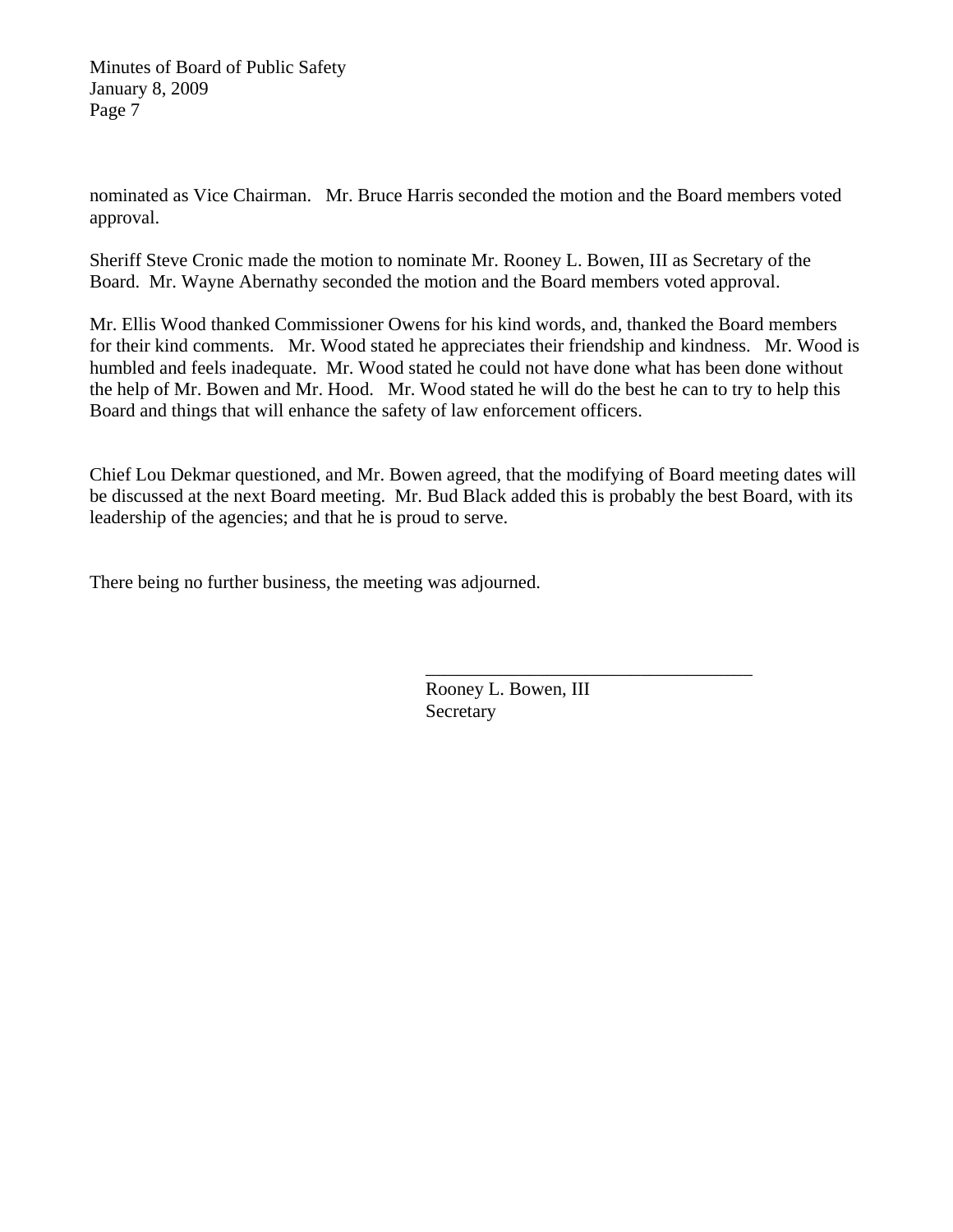nominated as Vice Chairman. Mr. Bruce Harris seconded the motion and the Board members voted approval.

Sheriff Steve Cronic made the motion to nominate Mr. Rooney L. Bowen, III as Secretary of the Board. Mr. Wayne Abernathy seconded the motion and the Board members voted approval.

Mr. Ellis Wood thanked Commissioner Owens for his kind words, and, thanked the Board members for their kind comments. Mr. Wood stated he appreciates their friendship and kindness. Mr. Wood is humbled and feels inadequate. Mr. Wood stated he could not have done what has been done without the help of Mr. Bowen and Mr. Hood. Mr. Wood stated he will do the best he can to try to help this Board and things that will enhance the safety of law enforcement officers.

Chief Lou Dekmar questioned, and Mr. Bowen agreed, that the modifying of Board meeting dates will be discussed at the next Board meeting. Mr. Bud Black added this is probably the best Board, with its leadership of the agencies; and that he is proud to serve.

There being no further business, the meeting was adjourned.

\_\_\_\_\_\_\_\_\_\_\_\_\_\_\_\_\_\_\_\_\_\_\_\_\_\_\_\_\_\_\_\_\_\_\_

Rooney L. Bowen, III
Secretary